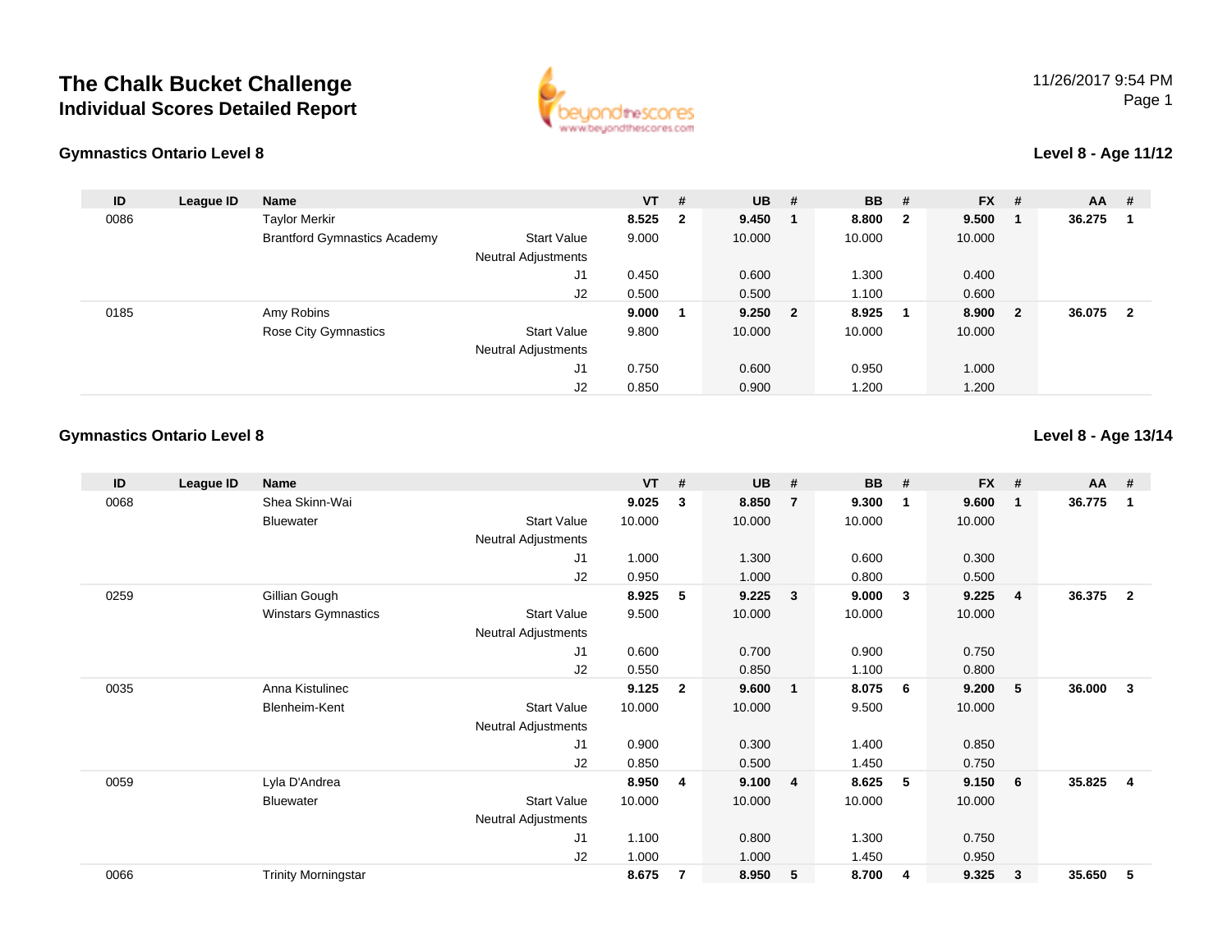# The Chalk Bucket Challenge
## Individual Scores Detailed Report

11/26/2017 9:54 PM

### Gymnastics Ontario Level 8

**Level 8 - Age 11/12**

| ID | League ID | Name | | VT | # | UB | # | BB | # | FX | # | AA | # |
|---|---|---|---|---|---|---|---|---|---|---|---|---|---|
| 0086 | | Taylor Merkir | | **8.525** | **2** | **9.450** | **1** | **8.800** | **2** | **9.500** | **1** | **36.275** | **1** |
| | | Brantford Gymnastics Academy | Start Value | 9.000 | | 10.000 | | 10.000 | | 10.000 | | | |
| | | | Neutral Adjustments | | | | | | | | | | |
| | | | J1 | 0.450 | | 0.600 | | 1.300 | | 0.400 | | | |
| | | | J2 | 0.500 | | 0.500 | | 1.100 | | 0.600 | | | |
| 0185 | | Amy Robins | | **9.000** | **1** | **9.250** | **2** | **8.925** | **1** | **8.900** | **2** | **36.075** | **2** |
| | | Rose City Gymnastics | Start Value | 9.800 | | 10.000 | | 10.000 | | 10.000 | | | |
| | | | Neutral Adjustments | | | | | | | | | | |
| | | | J1 | 0.750 | | 0.600 | | 0.950 | | 1.000 | | | |
| | | | J2 | 0.850 | | 0.900 | | 1.200 | | 1.200 | | | |

### Gymnastics Ontario Level 8

**Level 8 - Age 13/14**

| ID | League ID | Name | | VT | # | UB | # | BB | # | FX | # | AA | # |
|---|---|---|---|---|---|---|---|---|---|---|---|---|---|
| 0068 | | Shea Skinn-Wai | | **9.025** | **3** | **8.850** | **7** | **9.300** | **1** | **9.600** | **1** | **36.775** | **1** |
| | | Bluewater | Start Value | 10.000 | | 10.000 | | 10.000 | | 10.000 | | | |
| | | | Neutral Adjustments | | | | | | | | | | |
| | | | J1 | 1.000 | | 1.300 | | 0.600 | | 0.300 | | | |
| | | | J2 | 0.950 | | 1.000 | | 0.800 | | 0.500 | | | |
| 0259 | | Gillian Gough | | **8.925** | **5** | **9.225** | **3** | **9.000** | **3** | **9.225** | **4** | **36.375** | **2** |
| | | Winstars Gymnastics | Start Value | 9.500 | | 10.000 | | 10.000 | | 10.000 | | | |
| | | | Neutral Adjustments | | | | | | | | | | |
| | | | J1 | 0.600 | | 0.700 | | 0.900 | | 0.750 | | | |
| | | | J2 | 0.550 | | 0.850 | | 1.100 | | 0.800 | | | |
| 0035 | | Anna Kistulinec | | **9.125** | **2** | **9.600** | **1** | **8.075** | **6** | **9.200** | **5** | **36.000** | **3** |
| | | Blenheim-Kent | Start Value | 10.000 | | 10.000 | | 9.500 | | 10.000 | | | |
| | | | Neutral Adjustments | | | | | | | | | | |
| | | | J1 | 0.900 | | 0.300 | | 1.400 | | 0.850 | | | |
| | | | J2 | 0.850 | | 0.500 | | 1.450 | | 0.750 | | | |
| 0059 | | Lyla D'Andrea | | **8.950** | **4** | **9.100** | **4** | **8.625** | **5** | **9.150** | **6** | **35.825** | **4** |
| | | Bluewater | Start Value | 10.000 | | 10.000 | | 10.000 | | 10.000 | | | |
| | | | Neutral Adjustments | | | | | | | | | | |
| | | | J1 | 1.100 | | 0.800 | | 1.300 | | 0.750 | | | |
| | | | J2 | 1.000 | | 1.000 | | 1.450 | | 0.950 | | | |
| 0066 | | Trinity Morningstar | | **8.675** | **7** | **8.950** | **5** | **8.700** | **4** | **9.325** | **3** | **35.650** | **5** |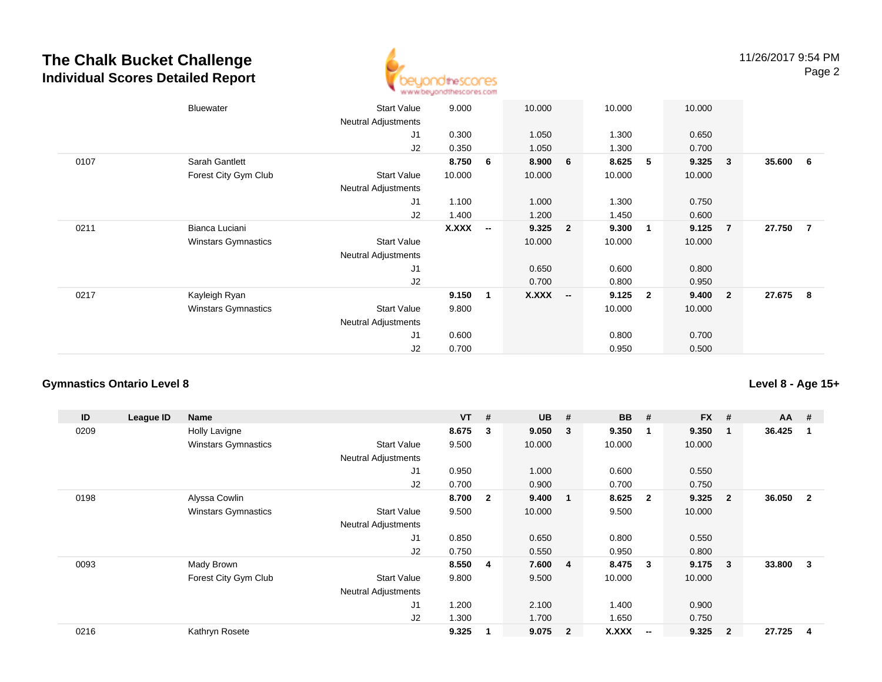## The Chalk Bucket Challenge
### Individual Scores Detailed Report

| ID | League ID | Name | | VT | # | UB | # | BB | # | FX | # | AA | # |
|---|---|---|---|---|---|---|---|---|---|---|---|---|---|
| | | Bluewater | Start Value | 9.000 | | 10.000 | | 10.000 | | 10.000 | | | |
| | | | Neutral Adjustments | | | | | | | | | | |
| | | | J1 | 0.300 | | 1.050 | | 1.300 | | 0.650 | | | |
| | | | J2 | 0.350 | | 1.050 | | 1.300 | | 0.700 | | | |
| 0107 | | Sarah Gantlett | | **8.750** | **6** | **8.900** | **6** | **8.625** | **5** | **9.325** | **3** | **35.600** | **6** |
| | | Forest City Gym Club | Start Value | 10.000 | | 10.000 | | 10.000 | | 10.000 | | | |
| | | | Neutral Adjustments | | | | | | | | | | |
| | | | J1 | 1.100 | | 1.000 | | 1.300 | | 0.750 | | | |
| | | | J2 | 1.400 | | 1.200 | | 1.450 | | 0.600 | | | |
| 0211 | | Bianca Luciani | | **X.XXX** | **--** | **9.325** | **2** | **9.300** | **1** | **9.125** | **7** | **27.750** | **7** |
| | | Winstars Gymnastics | Start Value | | | 10.000 | | 10.000 | | 10.000 | | | |
| | | | Neutral Adjustments | | | | | | | | | | |
| | | | J1 | | | 0.650 | | 0.600 | | 0.800 | | | |
| | | | J2 | | | 0.700 | | 0.800 | | 0.950 | | | |
| 0217 | | Kayleigh Ryan | | **9.150** | **1** | **X.XXX** | **--** | **9.125** | **2** | **9.400** | **2** | **27.675** | **8** |
| | | Winstars Gymnastics | Start Value | 9.800 | | | | 10.000 | | 10.000 | | | |
| | | | Neutral Adjustments | | | | | | | | | | |
| | | | J1 | 0.600 | | | | 0.800 | | 0.700 | | | |
| | | | J2 | 0.700 | | | | 0.950 | | 0.500 | | | |

### Gymnastics Ontario Level 8

**Level 8 - Age 15+**

| ID | League ID | Name | | VT | # | UB | # | BB | # | FX | # | AA | # |
|---|---|---|---|---|---|---|---|---|---|---|---|---|---|
| 0209 | | Holly Lavigne | | **8.675** | **3** | **9.050** | **3** | **9.350** | **1** | **9.350** | **1** | **36.425** | **1** |
| | | Winstars Gymnastics | Start Value | 9.500 | | 10.000 | | 10.000 | | 10.000 | | | |
| | | | Neutral Adjustments | | | | | | | | | | |
| | | | J1 | 0.950 | | 1.000 | | 0.600 | | 0.550 | | | |
| | | | J2 | 0.700 | | 0.900 | | 0.700 | | 0.750 | | | |
| 0198 | | Alyssa Cowlin | | **8.700** | **2** | **9.400** | **1** | **8.625** | **2** | **9.325** | **2** | **36.050** | **2** |
| | | Winstars Gymnastics | Start Value | 9.500 | | 10.000 | | 9.500 | | 10.000 | | | |
| | | | Neutral Adjustments | | | | | | | | | | |
| | | | J1 | 0.850 | | 0.650 | | 0.800 | | 0.550 | | | |
| | | | J2 | 0.750 | | 0.550 | | 0.950 | | 0.800 | | | |
| 0093 | | Mady Brown | | **8.550** | **4** | **7.600** | **4** | **8.475** | **3** | **9.175** | **3** | **33.800** | **3** |
| | | Forest City Gym Club | Start Value | 9.800 | | 9.500 | | 10.000 | | 10.000 | | | |
| | | | Neutral Adjustments | | | | | | | | | | |
| | | | J1 | 1.200 | | 2.100 | | 1.400 | | 0.900 | | | |
| | | | J2 | 1.300 | | 1.700 | | 1.650 | | 0.750 | | | |
| 0216 | | Kathryn Rosete | | **9.325** | **1** | **9.075** | **2** | **X.XXX** | **--** | **9.325** | **2** | **27.725** | **4** |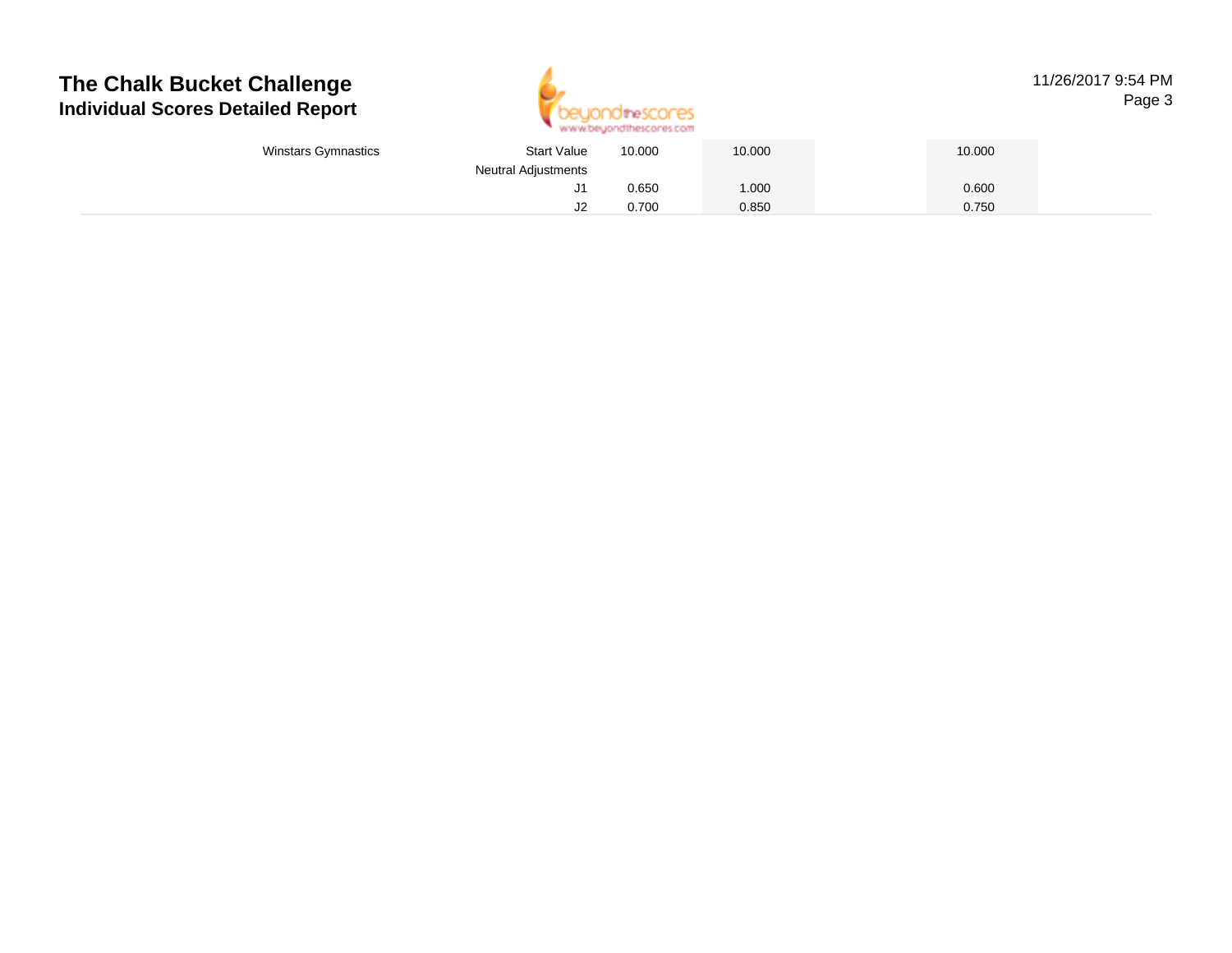# The Chalk Bucket Challenge

## Individual Scores Detailed Report

| | | | | | | | |
|---|---|---|---|---|---|---|---|
| Winstars Gymnastics | Start Value | 10.000 | 10.000 | | 10.000 | |
| | Neutral Adjustments | | | | | |
| | J1 | 0.650 | 1.000 | | 0.600 | |
| | J2 | 0.700 | 0.850 | | 0.750 | |